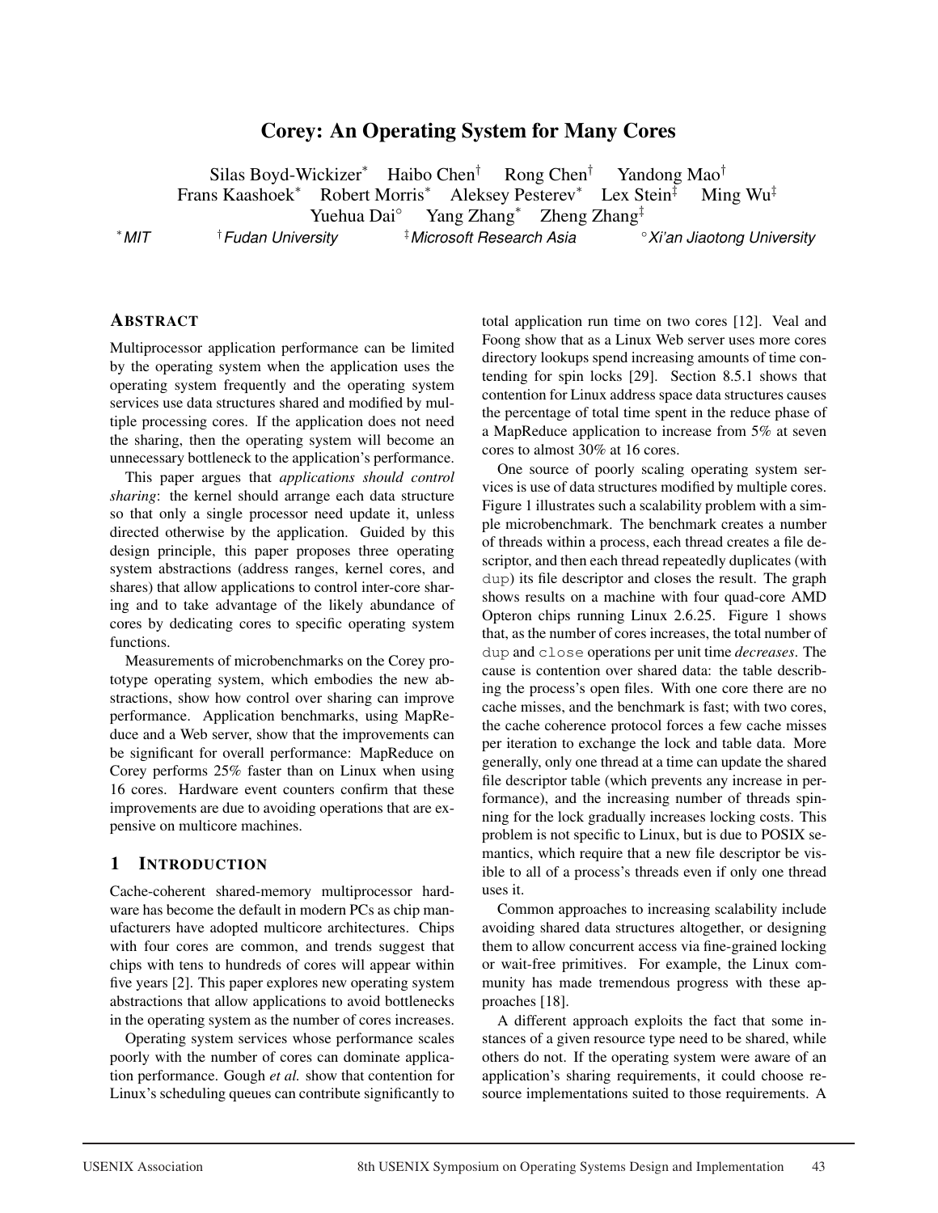# Corey: An Operating System for Many Cores

Silas Boyd-Wickizer[*] Haibo Chen[†] Rong Chen[†] Yandong Mao[†]
Frans Kaashoek[*] Robert Morris[*] Aleksey Pesterev[*] Lex Stein[‡] Ming Wu[‡]
Yuehua Dai[°] Yang Zhang[*] Zheng Zhang[‡]

[*]*MIT* [†]*Fudan University* [‡]*Microsoft Research Asia* [°]*Xi'an Jiaotong University*

## Abstract

Multiprocessor application performance can be limited by the operating system when the application uses the operating system frequently and the operating system services use data structures shared and modified by multiple processing cores. If the application does not need the sharing, then the operating system will become an unnecessary bottleneck to the application's performance.

This paper argues that *applications should control sharing*: the kernel should arrange each data structure so that only a single processor need update it, unless directed otherwise by the application. Guided by this design principle, this paper proposes three operating system abstractions (address ranges, kernel cores, and shares) that allow applications to control inter-core sharing and to take advantage of the likely abundance of cores by dedicating cores to specific operating system functions.

Measurements of microbenchmarks on the Corey prototype operating system, which embodies the new abstractions, show how control over sharing can improve performance. Application benchmarks, using MapReduce and a Web server, show that the improvements can be significant for overall performance: MapReduce on Corey performs 25% faster than on Linux when using 16 cores. Hardware event counters confirm that these improvements are due to avoiding operations that are expensive on multicore machines.

## 1 Introduction

Cache-coherent shared-memory multiprocessor hardware has become the default in modern PCs as chip manufacturers have adopted multicore architectures. Chips with four cores are common, and trends suggest that chips with tens to hundreds of cores will appear within five years [2]. This paper explores new operating system abstractions that allow applications to avoid bottlenecks in the operating system as the number of cores increases.

Operating system services whose performance scales poorly with the number of cores can dominate application performance. Gough *et al.* show that contention for Linux's scheduling queues can contribute significantly to total application run time on two cores [12]. Veal and Foong show that as a Linux Web server uses more cores directory lookups spend increasing amounts of time contending for spin locks [29]. Section 8.5.1 shows that contention for Linux address space data structures causes the percentage of total time spent in the reduce phase of a MapReduce application to increase from 5% at seven cores to almost 30% at 16 cores.

One source of poorly scaling operating system services is use of data structures modified by multiple cores. Figure 1 illustrates such a scalability problem with a simple microbenchmark. The benchmark creates a number of threads within a process, each thread creates a file descriptor, and then each thread repeatedly duplicates (with `dup`) its file descriptor and closes the result. The graph shows results on a machine with four quad-core AMD Opteron chips running Linux 2.6.25. Figure 1 shows that, as the number of cores increases, the total number of `dup` and `close` operations per unit time *decreases*. The cause is contention over shared data: the table describing the process's open files. With one core there are no cache misses, and the benchmark is fast; with two cores, the cache coherence protocol forces a few cache misses per iteration to exchange the lock and table data. More generally, only one thread at a time can update the shared file descriptor table (which prevents any increase in performance), and the increasing number of threads spinning for the lock gradually increases locking costs. This problem is not specific to Linux, but is due to POSIX semantics, which require that a new file descriptor be visible to all of a process's threads even if only one thread uses it.

Common approaches to increasing scalability include avoiding shared data structures altogether, or designing them to allow concurrent access via fine-grained locking or wait-free primitives. For example, the Linux community has made tremendous progress with these approaches [18].

A different approach exploits the fact that some instances of a given resource type need to be shared, while others do not. If the operating system were aware of an application's sharing requirements, it could choose resource implementations suited to those requirements. A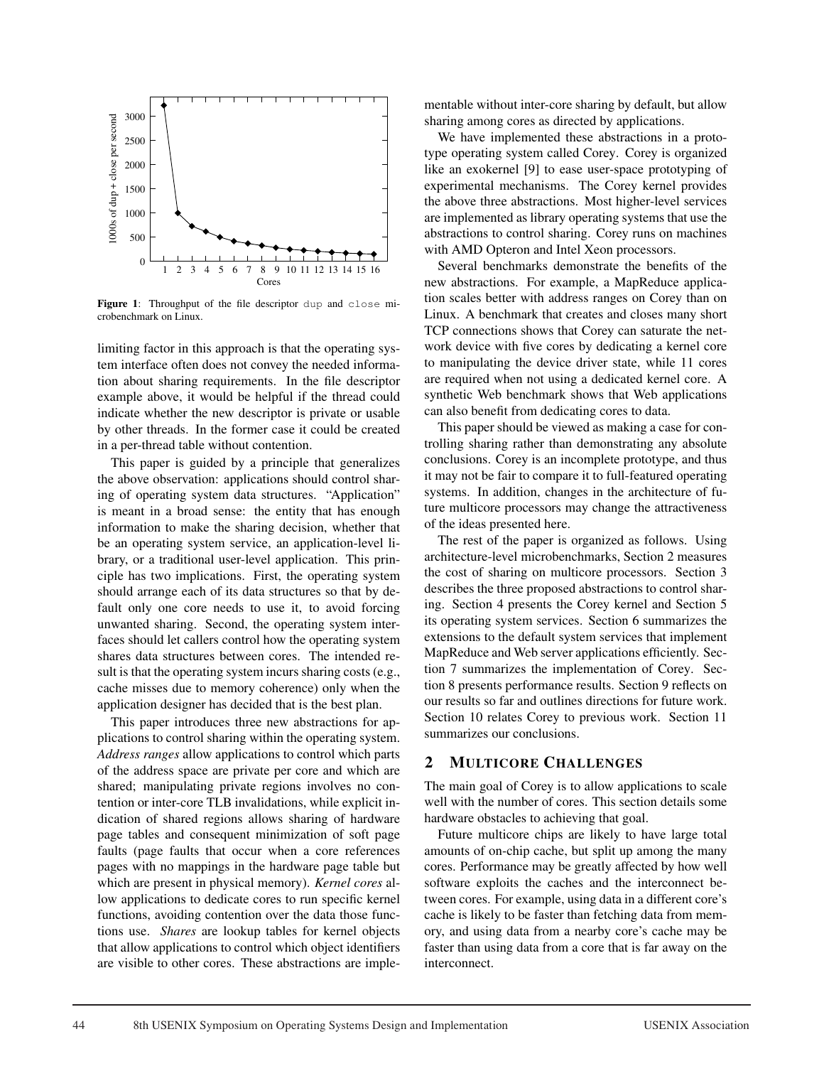**Figure 1**: Throughput of the file descriptor `dup` and `close` microbenchmark on Linux.

limiting factor in this approach is that the operating system interface often does not convey the needed information about sharing requirements. In the file descriptor example above, it would be helpful if the thread could indicate whether the new descriptor is private or usable by other threads. In the former case it could be created in a per-thread table without contention.

This paper is guided by a principle that generalizes the above observation: applications should control sharing of operating system data structures. "Application" is meant in a broad sense: the entity that has enough information to make the sharing decision, whether that be an operating system service, an application-level library, or a traditional user-level application. This principle has two implications. First, the operating system should arrange each of its data structures so that by default only one core needs to use it, to avoid forcing unwanted sharing. Second, the operating system interfaces should let callers control how the operating system shares data structures between cores. The intended result is that the operating system incurs sharing costs (e.g., cache misses due to memory coherence) only when the application designer has decided that is the best plan.

This paper introduces three new abstractions for applications to control sharing within the operating system. *Address ranges* allow applications to control which parts of the address space are private per core and which are shared; manipulating private regions involves no contention or inter-core TLB invalidations, while explicit indication of shared regions allows sharing of hardware page tables and consequent minimization of soft page faults (page faults that occur when a core references pages with no mappings in the hardware page table but which are present in physical memory). *Kernel cores* allow applications to dedicate cores to run specific kernel functions, avoiding contention over the data those functions use. *Shares* are lookup tables for kernel objects that allow applications to control which object identifiers are visible to other cores. These abstractions are implementable without inter-core sharing by default, but allow sharing among cores as directed by applications.

We have implemented these abstractions in a prototype operating system called Corey. Corey is organized like an exokernel [9] to ease user-space prototyping of experimental mechanisms. The Corey kernel provides the above three abstractions. Most higher-level services are implemented as library operating systems that use the abstractions to control sharing. Corey runs on machines with AMD Opteron and Intel Xeon processors.

Several benchmarks demonstrate the benefits of the new abstractions. For example, a MapReduce application scales better with address ranges on Corey than on Linux. A benchmark that creates and closes many short TCP connections shows that Corey can saturate the network device with five cores by dedicating a kernel core to manipulating the device driver state, while 11 cores are required when not using a dedicated kernel core. A synthetic Web benchmark shows that Web applications can also benefit from dedicating cores to data.

This paper should be viewed as making a case for controlling sharing rather than demonstrating any absolute conclusions. Corey is an incomplete prototype, and thus it may not be fair to compare it to full-featured operating systems. In addition, changes in the architecture of future multicore processors may change the attractiveness of the ideas presented here.

The rest of the paper is organized as follows. Using architecture-level microbenchmarks, Section 2 measures the cost of sharing on multicore processors. Section 3 describes the three proposed abstractions to control sharing. Section 4 presents the Corey kernel and Section 5 its operating system services. Section 6 summarizes the extensions to the default system services that implement MapReduce and Web server applications efficiently. Section 7 summarizes the implementation of Corey. Section 8 presents performance results. Section 9 reflects on our results so far and outlines directions for future work. Section 10 relates Corey to previous work. Section 11 summarizes our conclusions.

## 2 Multicore Challenges

The main goal of Corey is to allow applications to scale well with the number of cores. This section details some hardware obstacles to achieving that goal.

Future multicore chips are likely to have large total amounts of on-chip cache, but split up among the many cores. Performance may be greatly affected by how well software exploits the caches and the interconnect between cores. For example, using data in a different core's cache is likely to be faster than fetching data from memory, and using data from a nearby core's cache may be faster than using data from a core that is far away on the interconnect.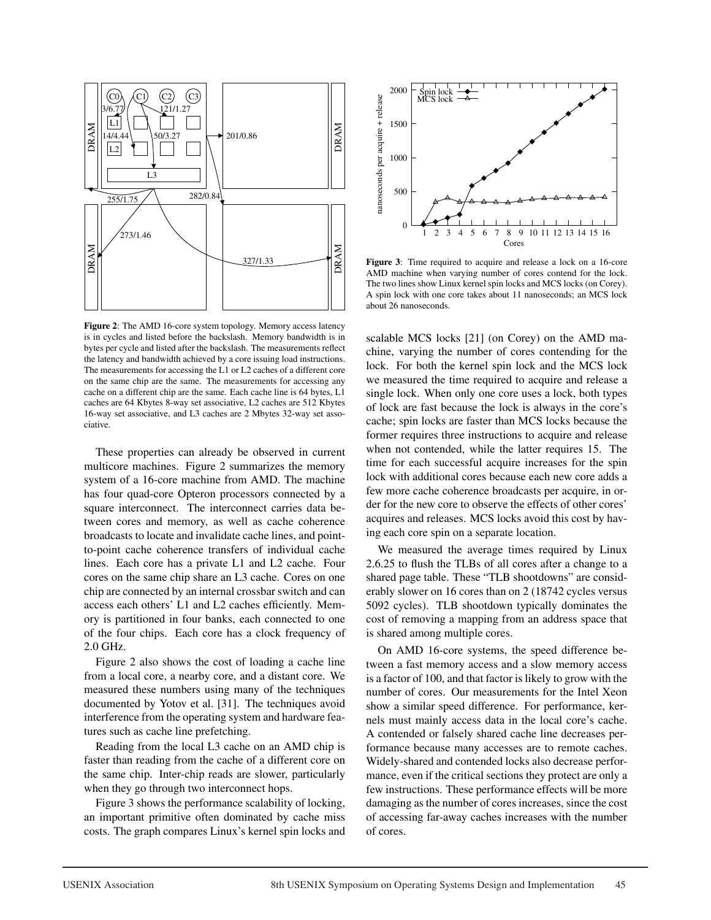**Figure 2**: The AMD 16-core system topology. Memory access latency is in cycles and listed before the backslash. Memory bandwidth is in bytes per cycle and listed after the backslash. The measurements reflect the latency and bandwidth achieved by a core issuing load instructions. The measurements for accessing the L1 or L2 caches of a different core on the same chip are the same. The measurements for accessing any cache on a different chip are the same. Each cache line is 64 bytes, L1 caches are 64 Kbytes 8-way set associative, L2 caches are 512 Kbytes 16-way set associative, and L3 caches are 2 Mbytes 32-way set associative.

These properties can already be observed in current multicore machines. Figure 2 summarizes the memory system of a 16-core machine from AMD. The machine has four quad-core Opteron processors connected by a square interconnect. The interconnect carries data between cores and memory, as well as cache coherence broadcasts to locate and invalidate cache lines, and point-to-point cache coherence transfers of individual cache lines. Each core has a private L1 and L2 cache. Four cores on the same chip share an L3 cache. Cores on one chip are connected by an internal crossbar switch and can access each others' L1 and L2 caches efficiently. Memory is partitioned in four banks, each connected to one of the four chips. Each core has a clock frequency of 2.0 GHz.

Figure 2 also shows the cost of loading a cache line from a local core, a nearby core, and a distant core. We measured these numbers using many of the techniques documented by Yotov et al. [31]. The techniques avoid interference from the operating system and hardware features such as cache line prefetching.

Reading from the local L3 cache on an AMD chip is faster than reading from the cache of a different core on the same chip. Inter-chip reads are slower, particularly when they go through two interconnect hops.

Figure 3 shows the performance scalability of locking, an important primitive often dominated by cache miss costs. The graph compares Linux's kernel spin locks and

**Figure 3**: Time required to acquire and release a lock on a 16-core AMD machine when varying number of cores contend for the lock. The two lines show Linux kernel spin locks and MCS locks (on Corey). A spin lock with one core takes about 11 nanoseconds; an MCS lock about 26 nanoseconds.

scalable MCS locks [21] (on Corey) on the AMD machine, varying the number of cores contending for the lock. For both the kernel spin lock and the MCS lock we measured the time required to acquire and release a single lock. When only one core uses a lock, both types of lock are fast because the lock is always in the core's cache; spin locks are faster than MCS locks because the former requires three instructions to acquire and release when not contended, while the latter requires 15. The time for each successful acquire increases for the spin lock with additional cores because each new core adds a few more cache coherence broadcasts per acquire, in order for the new core to observe the effects of other cores' acquires and releases. MCS locks avoid this cost by having each core spin on a separate location.

We measured the average times required by Linux 2.6.25 to flush the TLBs of all cores after a change to a shared page table. These "TLB shootdowns" are considerably slower on 16 cores than on 2 (18742 cycles versus 5092 cycles). TLB shootdown typically dominates the cost of removing a mapping from an address space that is shared among multiple cores.

On AMD 16-core systems, the speed difference between a fast memory access and a slow memory access is a factor of 100, and that factor is likely to grow with the number of cores. Our measurements for the Intel Xeon show a similar speed difference. For performance, kernels must mainly access data in the local core's cache. A contended or falsely shared cache line decreases performance because many accesses are to remote caches. Widely-shared and contended locks also decrease performance, even if the critical sections they protect are only a few instructions. These performance effects will be more damaging as the number of cores increases, since the cost of accessing far-away caches increases with the number of cores.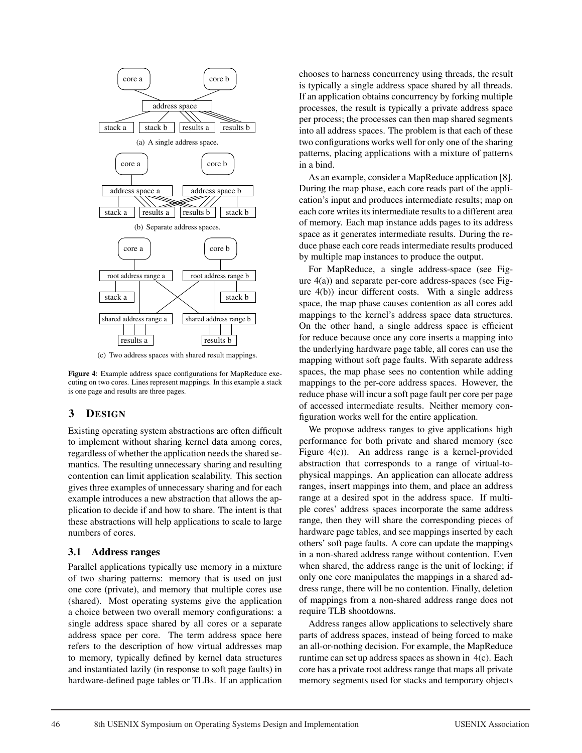(a) A single address space.

(b) Separate address spaces.

(c) Two address spaces with shared result mappings.

**Figure 4**: Example address space configurations for MapReduce executing on two cores. Lines represent mappings. In this example a stack is one page and results are three pages.

## 3 Design

Existing operating system abstractions are often difficult to implement without sharing kernel data among cores, regardless of whether the application needs the shared semantics. The resulting unnecessary sharing and resulting contention can limit application scalability. This section gives three examples of unnecessary sharing and for each example introduces a new abstraction that allows the application to decide if and how to share. The intent is that these abstractions will help applications to scale to large numbers of cores.

### 3.1 Address ranges

Parallel applications typically use memory in a mixture of two sharing patterns: memory that is used on just one core (private), and memory that multiple cores use (shared). Most operating systems give the application a choice between two overall memory configurations: a single address space shared by all cores or a separate address space per core. The term address space here refers to the description of how virtual addresses map to memory, typically defined by kernel data structures and instantiated lazily (in response to soft page faults) in hardware-defined page tables or TLBs. If an application chooses to harness concurrency using threads, the result is typically a single address space shared by all threads. If an application obtains concurrency by forking multiple processes, the result is typically a private address space per process; the processes can then map shared segments into all address spaces. The problem is that each of these two configurations works well for only one of the sharing patterns, placing applications with a mixture of patterns in a bind.

As an example, consider a MapReduce application [8]. During the map phase, each core reads part of the application's input and produces intermediate results; map on each core writes its intermediate results to a different area of memory. Each map instance adds pages to its address space as it generates intermediate results. During the reduce phase each core reads intermediate results produced by multiple map instances to produce the output.

For MapReduce, a single address-space (see Figure 4(a)) and separate per-core address-spaces (see Figure 4(b)) incur different costs. With a single address space, the map phase causes contention as all cores add mappings to the kernel's address space data structures. On the other hand, a single address space is efficient for reduce because once any core inserts a mapping into the underlying hardware page table, all cores can use the mapping without soft page faults. With separate address spaces, the map phase sees no contention while adding mappings to the per-core address spaces. However, the reduce phase will incur a soft page fault per core per page of accessed intermediate results. Neither memory configuration works well for the entire application.

We propose address ranges to give applications high performance for both private and shared memory (see Figure 4(c)). An address range is a kernel-provided abstraction that corresponds to a range of virtual-to-physical mappings. An application can allocate address ranges, insert mappings into them, and place an address range at a desired spot in the address space. If multiple cores' address spaces incorporate the same address range, then they will share the corresponding pieces of hardware page tables, and see mappings inserted by each others' soft page faults. A core can update the mappings in a non-shared address range without contention. Even when shared, the address range is the unit of locking; if only one core manipulates the mappings in a shared address range, there will be no contention. Finally, deletion of mappings from a non-shared address range does not require TLB shootdowns.

Address ranges allow applications to selectively share parts of address spaces, instead of being forced to make an all-or-nothing decision. For example, the MapReduce runtime can set up address spaces as shown in 4(c). Each core has a private root address range that maps all private memory segments used for stacks and temporary objects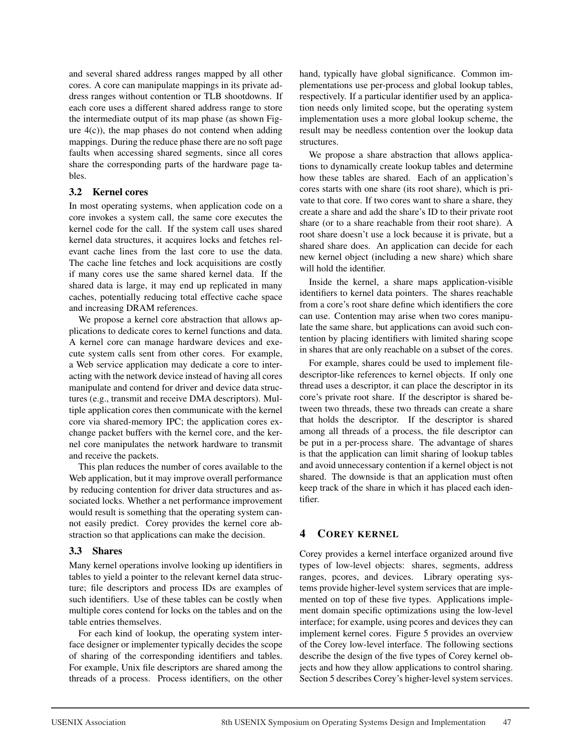and several shared address ranges mapped by all other cores. A core can manipulate mappings in its private address ranges without contention or TLB shootdowns. If each core uses a different shared address range to store the intermediate output of its map phase (as shown Figure 4(c)), the map phases do not contend when adding mappings. During the reduce phase there are no soft page faults when accessing shared segments, since all cores share the corresponding parts of the hardware page tables.

### 3.2 Kernel cores

In most operating systems, when application code on a core invokes a system call, the same core executes the kernel code for the call. If the system call uses shared kernel data structures, it acquires locks and fetches relevant cache lines from the last core to use the data. The cache line fetches and lock acquisitions are costly if many cores use the same shared kernel data. If the shared data is large, it may end up replicated in many caches, potentially reducing total effective cache space and increasing DRAM references.

We propose a kernel core abstraction that allows applications to dedicate cores to kernel functions and data. A kernel core can manage hardware devices and execute system calls sent from other cores. For example, a Web service application may dedicate a core to interacting with the network device instead of having all cores manipulate and contend for driver and device data structures (e.g., transmit and receive DMA descriptors). Multiple application cores then communicate with the kernel core via shared-memory IPC; the application cores exchange packet buffers with the kernel core, and the kernel core manipulates the network hardware to transmit and receive the packets.

This plan reduces the number of cores available to the Web application, but it may improve overall performance by reducing contention for driver data structures and associated locks. Whether a net performance improvement would result is something that the operating system cannot easily predict. Corey provides the kernel core abstraction so that applications can make the decision.

### 3.3 Shares

Many kernel operations involve looking up identifiers in tables to yield a pointer to the relevant kernel data structure; file descriptors and process IDs are examples of such identifiers. Use of these tables can be costly when multiple cores contend for locks on the tables and on the table entries themselves.

For each kind of lookup, the operating system interface designer or implementer typically decides the scope of sharing of the corresponding identifiers and tables. For example, Unix file descriptors are shared among the threads of a process. Process identifiers, on the other hand, typically have global significance. Common implementations use per-process and global lookup tables, respectively. If a particular identifier used by an application needs only limited scope, but the operating system implementation uses a more global lookup scheme, the result may be needless contention over the lookup data structures.

We propose a share abstraction that allows applications to dynamically create lookup tables and determine how these tables are shared. Each of an application's cores starts with one share (its root share), which is private to that core. If two cores want to share a share, they create a share and add the share's ID to their private root share (or to a share reachable from their root share). A root share doesn't use a lock because it is private, but a shared share does. An application can decide for each new kernel object (including a new share) which share will hold the identifier.

Inside the kernel, a share maps application-visible identifiers to kernel data pointers. The shares reachable from a core's root share define which identifiers the core can use. Contention may arise when two cores manipulate the same share, but applications can avoid such contention by placing identifiers with limited sharing scope in shares that are only reachable on a subset of the cores.

For example, shares could be used to implement file-descriptor-like references to kernel objects. If only one thread uses a descriptor, it can place the descriptor in its core's private root share. If the descriptor is shared between two threads, these two threads can create a share that holds the descriptor. If the descriptor is shared among all threads of a process, the file descriptor can be put in a per-process share. The advantage of shares is that the application can limit sharing of lookup tables and avoid unnecessary contention if a kernel object is not shared. The downside is that an application must often keep track of the share in which it has placed each identifier.

## 4 COREY KERNEL

Corey provides a kernel interface organized around five types of low-level objects: shares, segments, address ranges, pcores, and devices. Library operating systems provide higher-level system services that are implemented on top of these five types. Applications implement domain specific optimizations using the low-level interface; for example, using pcores and devices they can implement kernel cores. Figure 5 provides an overview of the Corey low-level interface. The following sections describe the design of the five types of Corey kernel objects and how they allow applications to control sharing. Section 5 describes Corey's higher-level system services.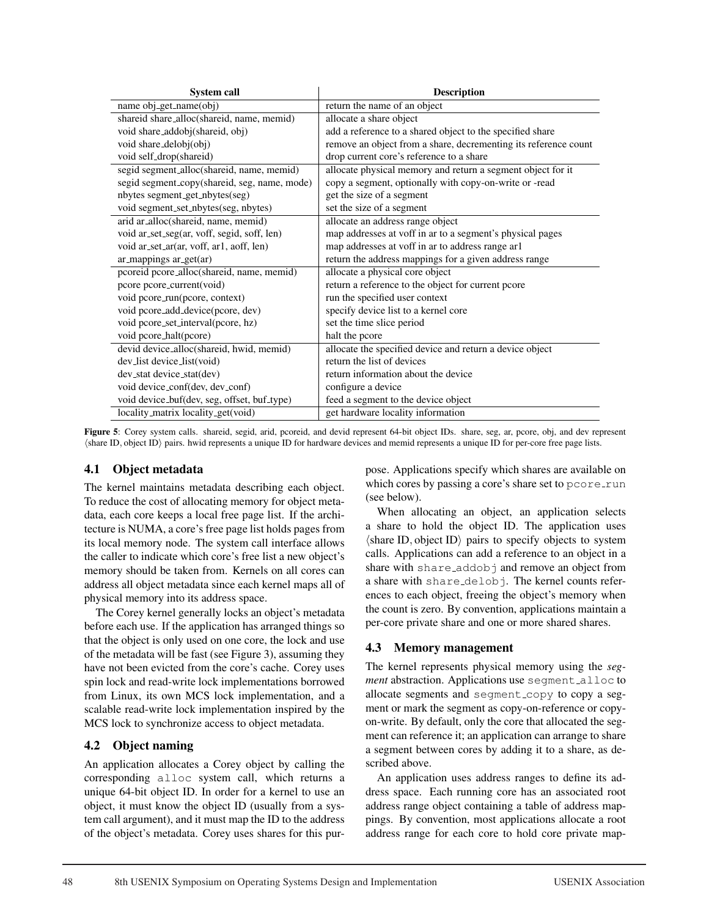| System call | Description |
|---|---|
| name obj_get_name(obj) | return the name of an object |
| shareid share_alloc(shareid, name, memid) | allocate a share object |
| void share_addobj(shareid, obj) | add a reference to a shared object to the specified share |
| void share_delobj(obj) | remove an object from a share, decrementing its reference count |
| void self_drop(shareid) | drop current core's reference to a share |
| segid segment_alloc(shareid, name, memid) | allocate physical memory and return a segment object for it |
| segid segment_copy(shareid, seg, name, mode) | copy a segment, optionally with copy-on-write or -read |
| nbytes segment_get_nbytes(seg) | get the size of a segment |
| void segment_set_nbytes(seg, nbytes) | set the size of a segment |
| arid ar_alloc(shareid, name, memid) | allocate an address range object |
| void ar_set_seg(ar, voff, segid, soff, len) | map addresses at voff in ar to a segment's physical pages |
| void ar_set_ar(ar, voff, ar1, aoff, len) | map addresses at voff in ar to address range ar1 |
| ar_mappings ar_get(ar) | return the address mappings for a given address range |
| pcoreid pcore_alloc(shareid, name, memid) | allocate a physical core object |
| pcore pcore_current(void) | return a reference to the object for current pcore |
| void pcore_run(pcore, context) | run the specified user context |
| void pcore_add_device(pcore, dev) | specify device list to a kernel core |
| void pcore_set_interval(pcore, hz) | set the time slice period |
| void pcore_halt(pcore) | halt the pcore |
| devid device_alloc(shareid, hwid, memid) | allocate the specified device and return a device object |
| dev_list device_list(void) | return the list of devices |
| dev_stat device_stat(dev) | return information about the device |
| void device_conf(dev, dev_conf) | configure a device |
| void device_buf(dev, seg, offset, buf_type) | feed a segment to the device object |
| locality_matrix locality_get(void) | get hardware locality information |

**Figure 5**: Corey system calls. shareid, segid, arid, pcoreid, and devid represent 64-bit object IDs. share, seg, ar, pcore, obj, and dev represent $\langle$share ID, object ID$\rangle$ pairs. hwid represents a unique ID for hardware devices and memid represents a unique ID for per-core free page lists.

### 4.1 Object metadata

The kernel maintains metadata describing each object. To reduce the cost of allocating memory for object metadata, each core keeps a local free page list. If the architecture is NUMA, a core's free page list holds pages from its local memory node. The system call interface allows the caller to indicate which core's free list a new object's memory should be taken from. Kernels on all cores can address all object metadata since each kernel maps all of physical memory into its address space.

The Corey kernel generally locks an object's metadata before each use. If the application has arranged things so that the object is only used on one core, the lock and use of the metadata will be fast (see Figure 3), assuming they have not been evicted from the core's cache. Corey uses spin lock and read-write lock implementations borrowed from Linux, its own MCS lock implementation, and a scalable read-write lock implementation inspired by the MCS lock to synchronize access to object metadata.

### 4.2 Object naming

An application allocates a Corey object by calling the corresponding `alloc` system call, which returns a unique 64-bit object ID. In order for a kernel to use an object, it must know the object ID (usually from a system call argument), and it must map the ID to the address of the object's metadata. Corey uses shares for this purpose. Applications specify which shares are available on which cores by passing a core's share set to `pcore_run` (see below).

When allocating an object, an application selects a share to hold the object ID. The application uses $\langle$share ID, object ID$\rangle$ pairs to specify objects to system calls. Applications can add a reference to an object in a share with `share_addobj` and remove an object from a share with `share_delobj`. The kernel counts references to each object, freeing the object's memory when the count is zero. By convention, applications maintain a per-core private share and one or more shared shares.

### 4.3 Memory management

The kernel represents physical memory using the *segment* abstraction. Applications use `segment_alloc` to allocate segments and `segment_copy` to copy a segment or mark the segment as copy-on-reference or copy-on-write. By default, only the core that allocated the segment can reference it; an application can arrange to share a segment between cores by adding it to a share, as described above.

An application uses address ranges to define its address space. Each running core has an associated root address range object containing a table of address mappings. By convention, most applications allocate a root address range for each core to hold core private map-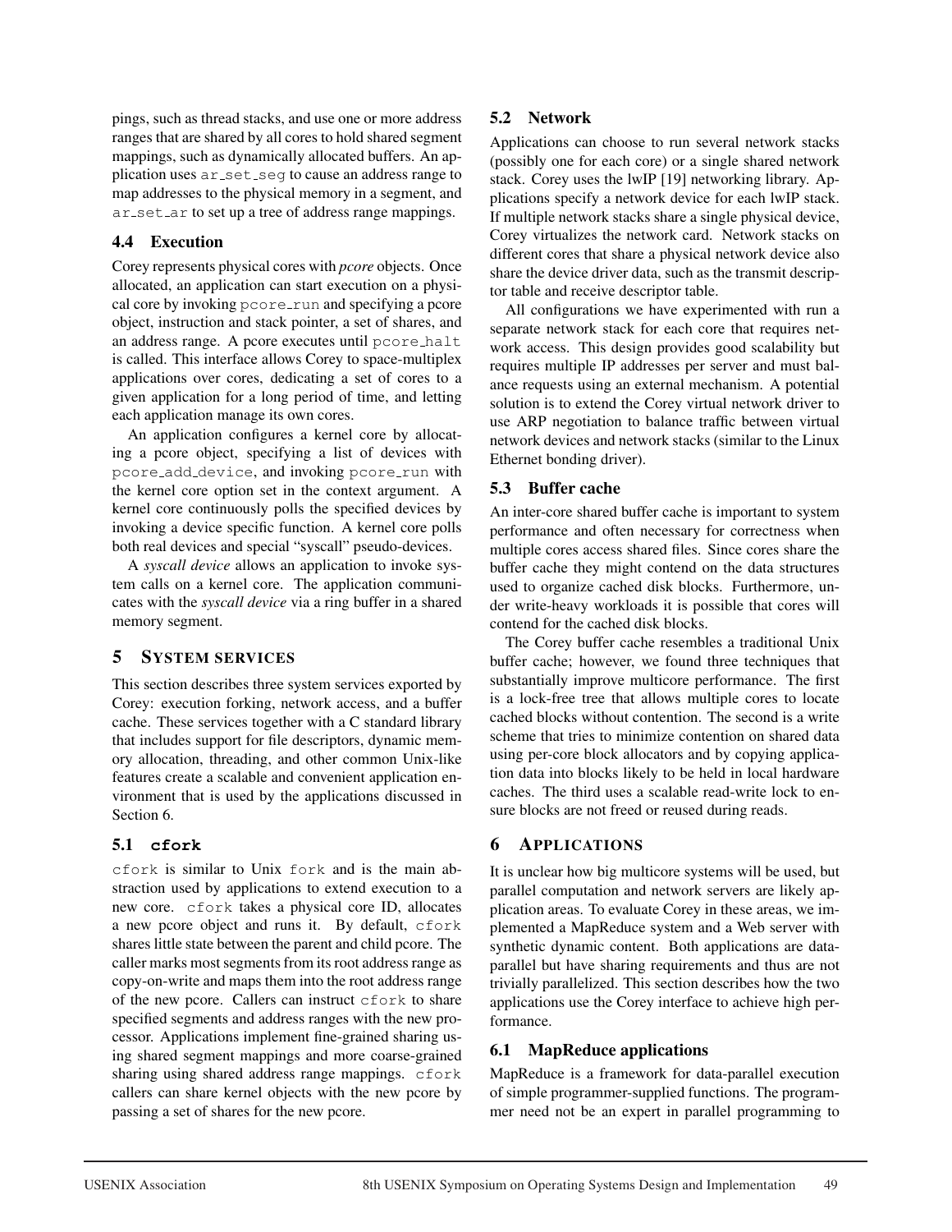pings, such as thread stacks, and use one or more address ranges that are shared by all cores to hold shared segment mappings, such as dynamically allocated buffers. An application uses `ar_set_seg` to cause an address range to map addresses to the physical memory in a segment, and `ar_set_ar` to set up a tree of address range mappings.

### 4.4 Execution

Corey represents physical cores with *pcore* objects. Once allocated, an application can start execution on a physical core by invoking `pcore_run` and specifying a pcore object, instruction and stack pointer, a set of shares, and an address range. A pcore executes until `pcore_halt` is called. This interface allows Corey to space-multiplex applications over cores, dedicating a set of cores to a given application for a long period of time, and letting each application manage its own cores.

An application configures a kernel core by allocating a pcore object, specifying a list of devices with `pcore_add_device`, and invoking `pcore_run` with the kernel core option set in the context argument. A kernel core continuously polls the specified devices by invoking a device specific function. A kernel core polls both real devices and special "syscall" pseudo-devices.

A *syscall device* allows an application to invoke system calls on a kernel core. The application communicates with the *syscall device* via a ring buffer in a shared memory segment.

## 5 System services

This section describes three system services exported by Corey: execution forking, network access, and a buffer cache. These services together with a C standard library that includes support for file descriptors, dynamic memory allocation, threading, and other common Unix-like features create a scalable and convenient application environment that is used by the applications discussed in Section 6.

### 5.1 `cfork`

`cfork` is similar to Unix `fork` and is the main abstraction used by applications to extend execution to a new core. `cfork` takes a physical core ID, allocates a new pcore object and runs it. By default, `cfork` shares little state between the parent and child pcore. The caller marks most segments from its root address range as copy-on-write and maps them into the root address range of the new pcore. Callers can instruct `cfork` to share specified segments and address ranges with the new processor. Applications implement fine-grained sharing using shared segment mappings and more coarse-grained sharing using shared address range mappings. `cfork` callers can share kernel objects with the new pcore by passing a set of shares for the new pcore.

### 5.2 Network

Applications can choose to run several network stacks (possibly one for each core) or a single shared network stack. Corey uses the lwIP [19] networking library. Applications specify a network device for each lwIP stack. If multiple network stacks share a single physical device, Corey virtualizes the network card. Network stacks on different cores that share a physical network device also share the device driver data, such as the transmit descriptor table and receive descriptor table.

All configurations we have experimented with run a separate network stack for each core that requires network access. This design provides good scalability but requires multiple IP addresses per server and must balance requests using an external mechanism. A potential solution is to extend the Corey virtual network driver to use ARP negotiation to balance traffic between virtual network devices and network stacks (similar to the Linux Ethernet bonding driver).

### 5.3 Buffer cache

An inter-core shared buffer cache is important to system performance and often necessary for correctness when multiple cores access shared files. Since cores share the buffer cache they might contend on the data structures used to organize cached disk blocks. Furthermore, under write-heavy workloads it is possible that cores will contend for the cached disk blocks.

The Corey buffer cache resembles a traditional Unix buffer cache; however, we found three techniques that substantially improve multicore performance. The first is a lock-free tree that allows multiple cores to locate cached blocks without contention. The second is a write scheme that tries to minimize contention on shared data using per-core block allocators and by copying application data into blocks likely to be held in local hardware caches. The third uses a scalable read-write lock to ensure blocks are not freed or reused during reads.

## 6 Applications

It is unclear how big multicore systems will be used, but parallel computation and network servers are likely application areas. To evaluate Corey in these areas, we implemented a MapReduce system and a Web server with synthetic dynamic content. Both applications are data-parallel but have sharing requirements and thus are not trivially parallelized. This section describes how the two applications use the Corey interface to achieve high performance.

### 6.1 MapReduce applications

MapReduce is a framework for data-parallel execution of simple programmer-supplied functions. The programmer need not be an expert in parallel programming to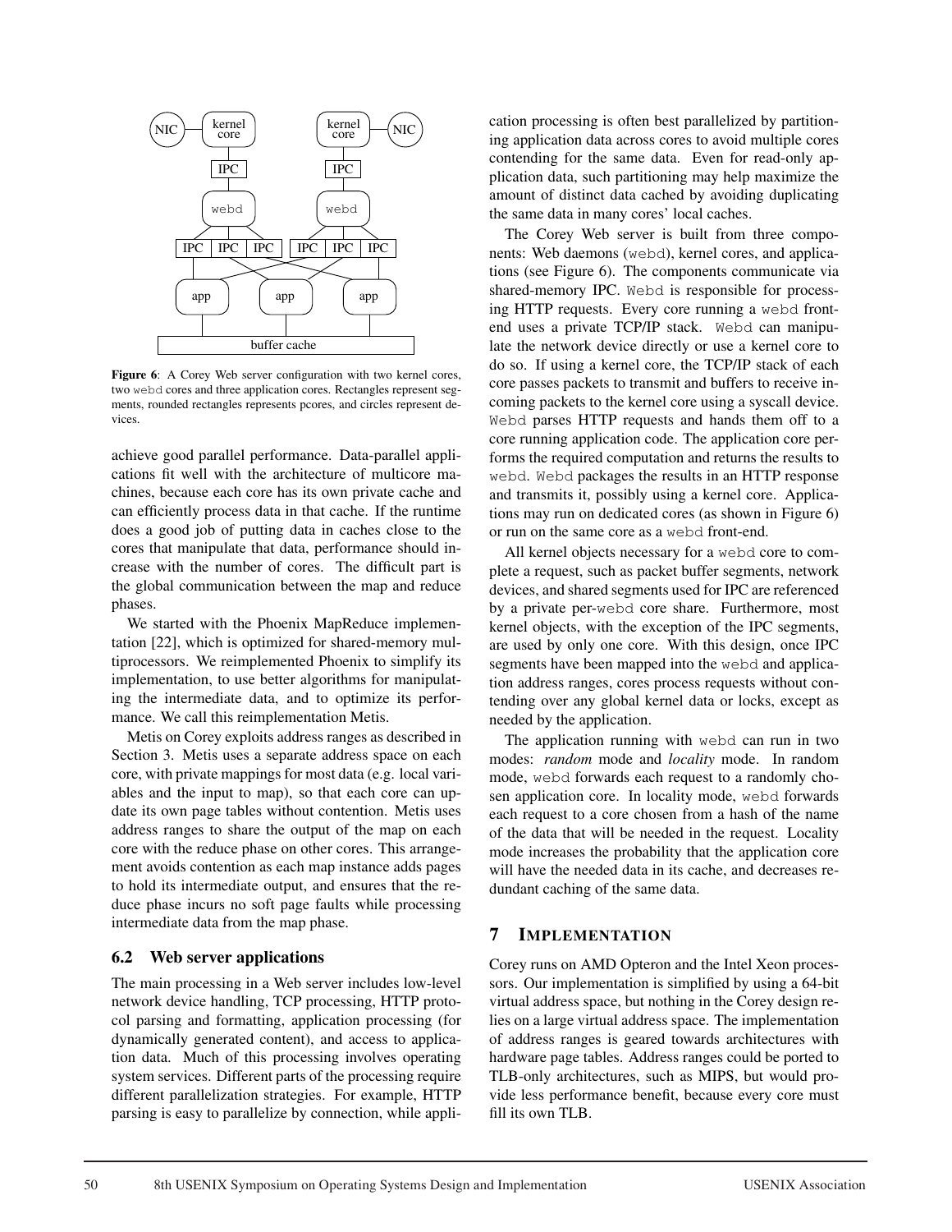Figure 6: A Corey Web server configuration with two kernel cores, two webd cores and three application cores. Rectangles represent segments, rounded rectangles represents pcores, and circles represent devices.

achieve good parallel performance. Data-parallel applications fit well with the architecture of multicore machines, because each core has its own private cache and can efficiently process data in that cache. If the runtime does a good job of putting data in caches close to the cores that manipulate that data, performance should increase with the number of cores. The difficult part is the global communication between the map and reduce phases.

We started with the Phoenix MapReduce implementation [22], which is optimized for shared-memory multiprocessors. We reimplemented Phoenix to simplify its implementation, to use better algorithms for manipulating the intermediate data, and to optimize its performance. We call this reimplementation Metis.

Metis on Corey exploits address ranges as described in Section 3. Metis uses a separate address space on each core, with private mappings for most data (e.g. local variables and the input to map), so that each core can update its own page tables without contention. Metis uses address ranges to share the output of the map on each core with the reduce phase on other cores. This arrangement avoids contention as each map instance adds pages to hold its intermediate output, and ensures that the reduce phase incurs no soft page faults while processing intermediate data from the map phase.

### 6.2 Web server applications

The main processing in a Web server includes low-level network device handling, TCP processing, HTTP protocol parsing and formatting, application processing (for dynamically generated content), and access to application data. Much of this processing involves operating system services. Different parts of the processing require different parallelization strategies. For example, HTTP parsing is easy to parallelize by connection, while application processing is often best parallelized by partitioning application data across cores to avoid multiple cores contending for the same data. Even for read-only application data, such partitioning may help maximize the amount of distinct data cached by avoiding duplicating the same data in many cores' local caches.

The Corey Web server is built from three components: Web daemons (webd), kernel cores, and applications (see Figure 6). The components communicate via shared-memory IPC. Webd is responsible for processing HTTP requests. Every core running a webd front-end uses a private TCP/IP stack. Webd can manipulate the network device directly or use a kernel core to do so. If using a kernel core, the TCP/IP stack of each core passes packets to transmit and buffers to receive incoming packets to the kernel core using a syscall device. Webd parses HTTP requests and hands them off to a core running application code. The application core performs the required computation and returns the results to webd. Webd packages the results in an HTTP response and transmits it, possibly using a kernel core. Applications may run on dedicated cores (as shown in Figure 6) or run on the same core as a webd front-end.

All kernel objects necessary for a webd core to complete a request, such as packet buffer segments, network devices, and shared segments used for IPC are referenced by a private per-webd core share. Furthermore, most kernel objects, with the exception of the IPC segments, are used by only one core. With this design, once IPC segments have been mapped into the webd and application address ranges, cores process requests without contending over any global kernel data or locks, except as needed by the application.

The application running with webd can run in two modes: *random* mode and *locality* mode. In random mode, webd forwards each request to a randomly chosen application core. In locality mode, webd forwards each request to a core chosen from a hash of the name of the data that will be needed in the request. Locality mode increases the probability that the application core will have the needed data in its cache, and decreases redundant caching of the same data.

## 7 Implementation

Corey runs on AMD Opteron and the Intel Xeon processors. Our implementation is simplified by using a 64-bit virtual address space, but nothing in the Corey design relies on a large virtual address space. The implementation of address ranges is geared towards architectures with hardware page tables. Address ranges could be ported to TLB-only architectures, such as MIPS, but would provide less performance benefit, because every core must fill its own TLB.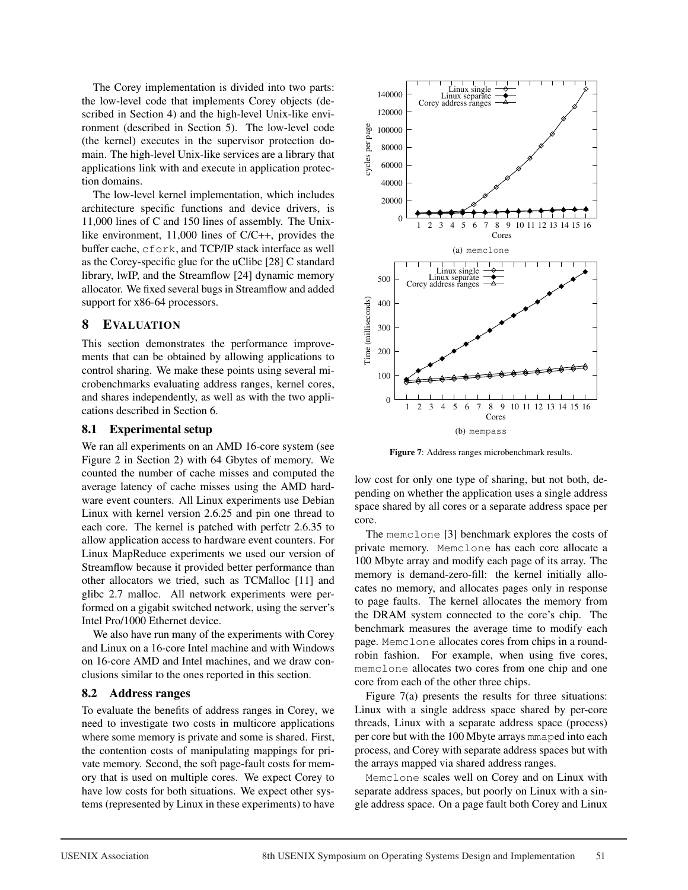The Corey implementation is divided into two parts: the low-level code that implements Corey objects (described in Section 4) and the high-level Unix-like environment (described in Section 5). The low-level code (the kernel) executes in the supervisor protection domain. The high-level Unix-like services are a library that applications link with and execute in application protection domains.

The low-level kernel implementation, which includes architecture specific functions and device drivers, is 11,000 lines of C and 150 lines of assembly. The Unix-like environment, 11,000 lines of C/C++, provides the buffer cache, `cfork`, and TCP/IP stack interface as well as the Corey-specific glue for the uClibc [28] C standard library, lwIP, and the Streamflow [24] dynamic memory allocator. We fixed several bugs in Streamflow and added support for x86-64 processors.

## 8 Evaluation

This section demonstrates the performance improvements that can be obtained by allowing applications to control sharing. We make these points using several microbenchmarks evaluating address ranges, kernel cores, and shares independently, as well as with the two applications described in Section 6.

### 8.1 Experimental setup

We ran all experiments on an AMD 16-core system (see Figure 2 in Section 2) with 64 Gbytes of memory. We counted the number of cache misses and computed the average latency of cache misses using the AMD hardware event counters. All Linux experiments use Debian Linux with kernel version 2.6.25 and pin one thread to each core. The kernel is patched with perfctr 2.6.35 to allow application access to hardware event counters. For Linux MapReduce experiments we used our version of Streamflow because it provided better performance than other allocators we tried, such as TCMalloc [11] and glibc 2.7 malloc. All network experiments were performed on a gigabit switched network, using the server's Intel Pro/1000 Ethernet device.

We also have run many of the experiments with Corey and Linux on a 16-core Intel machine and with Windows on 16-core AMD and Intel machines, and we draw conclusions similar to the ones reported in this section.

### 8.2 Address ranges

To evaluate the benefits of address ranges in Corey, we need to investigate two costs in multicore applications where some memory is private and some is shared. First, the contention costs of manipulating mappings for private memory. Second, the soft page-fault costs for memory that is used on multiple cores. We expect Corey to have low costs for both situations. We expect other systems (represented by Linux in these experiments) to have low cost for only one type of sharing, but not both, depending on whether the application uses a single address space shared by all cores or a separate address space per core.

(a) `memclone`

(b) `mempass`

**Figure 7**: Address ranges microbenchmark results.

The `memclone` [3] benchmark explores the costs of private memory. `Memclone` has each core allocate a 100 Mbyte array and modify each page of its array. The memory is demand-zero-fill: the kernel initially allocates no memory, and allocates pages only in response to page faults. The kernel allocates the memory from the DRAM system connected to the core's chip. The benchmark measures the average time to modify each page. `Memclone` allocates cores from chips in a round-robin fashion. For example, when using five cores, `memclone` allocates two cores from one chip and one core from each of the other three chips.

Figure 7(a) presents the results for three situations: Linux with a single address space shared by per-core threads, Linux with a separate address space (process) per core but with the 100 Mbyte arrays `mmap`ed into each process, and Corey with separate address spaces but with the arrays mapped via shared address ranges.

`Memclone` scales well on Corey and on Linux with separate address spaces, but poorly on Linux with a single address space. On a page fault both Corey and Linux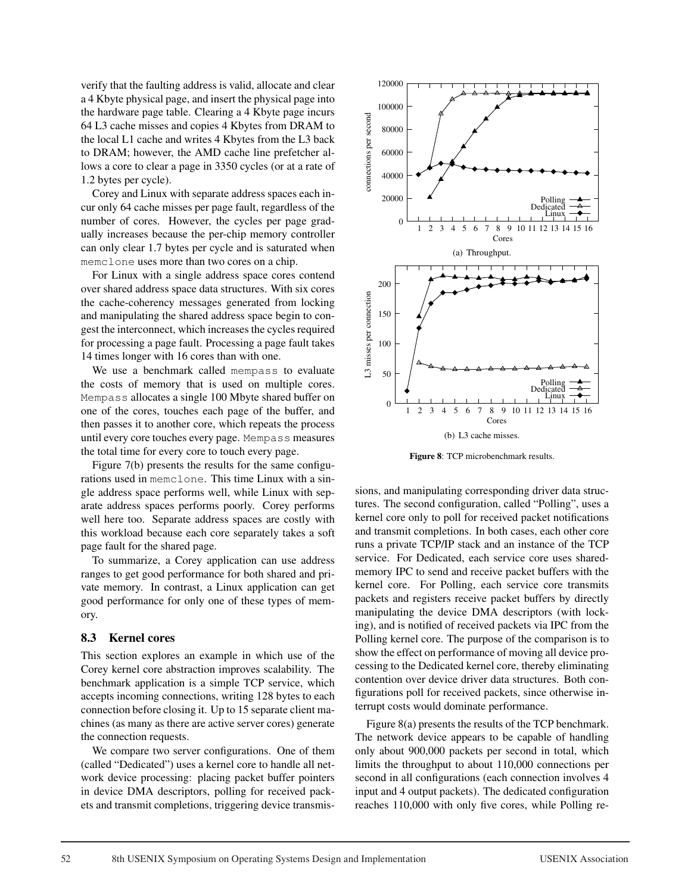verify that the faulting address is valid, allocate and clear a 4 Kbyte physical page, and insert the physical page into the hardware page table. Clearing a 4 Kbyte page incurs 64 L3 cache misses and copies 4 Kbytes from DRAM to the local L1 cache and writes 4 Kbytes from the L3 back to DRAM; however, the AMD cache line prefetcher allows a core to clear a page in 3350 cycles (or at a rate of 1.2 bytes per cycle).

Corey and Linux with separate address spaces each incur only 64 cache misses per page fault, regardless of the number of cores. However, the cycles per page gradually increases because the per-chip memory controller can only clear 1.7 bytes per cycle and is saturated when `memclone` uses more than two cores on a chip.

For Linux with a single address space cores contend over shared address space data structures. With six cores the cache-coherency messages generated from locking and manipulating the shared address space begin to congest the interconnect, which increases the cycles required for processing a page fault. Processing a page fault takes 14 times longer with 16 cores than with one.

We use a benchmark called `mempass` to evaluate the costs of memory that is used on multiple cores. `Mempass` allocates a single 100 Mbyte shared buffer on one of the cores, touches each page of the buffer, and then passes it to another core, which repeats the process until every core touches every page. `Mempass` measures the total time for every core to touch every page.

Figure 7(b) presents the results for the same configurations used in `memclone`. This time Linux with a single address space performs well, while Linux with separate address spaces performs poorly. Corey performs well here too. Separate address spaces are costly with this workload because each core separately takes a soft page fault for the shared page.

To summarize, a Corey application can use address ranges to get good performance for both shared and private memory. In contrast, a Linux application can get good performance for only one of these types of memory.

### 8.3 Kernel cores

This section explores an example in which use of the Corey kernel core abstraction improves scalability. The benchmark application is a simple TCP service, which accepts incoming connections, writing 128 bytes to each connection before closing it. Up to 15 separate client machines (as many as there are active server cores) generate the connection requests.

We compare two server configurations. One of them (called "Dedicated") uses a kernel core to handle all network device processing: placing packet buffer pointers in device DMA descriptors, polling for received packets and transmit completions, triggering device transmissions, and manipulating corresponding driver data structures. The second configuration, called "Polling", uses a kernel core only to poll for received packet notifications and transmit completions. In both cases, each other core runs a private TCP/IP stack and an instance of the TCP service. For Dedicated, each service core uses shared-memory IPC to send and receive packet buffers with the kernel core. For Polling, each service core transmits packets and registers receive packet buffers by directly manipulating the device DMA descriptors (with locking), and is notified of received packets via IPC from the Polling kernel core. The purpose of the comparison is to show the effect on performance of moving all device processing to the Dedicated kernel core, thereby eliminating contention over device driver data structures. Both configurations poll for received packets, since otherwise interrupt costs would dominate performance.

(a) Throughput.

(b) L3 cache misses.

**Figure 8**: TCP microbenchmark results.

Figure 8(a) presents the results of the TCP benchmark. The network device appears to be capable of handling only about 900,000 packets per second in total, which limits the throughput to about 110,000 connections per second in all configurations (each connection involves 4 input and 4 output packets). The dedicated configuration reaches 110,000 with only five cores, while Polling re-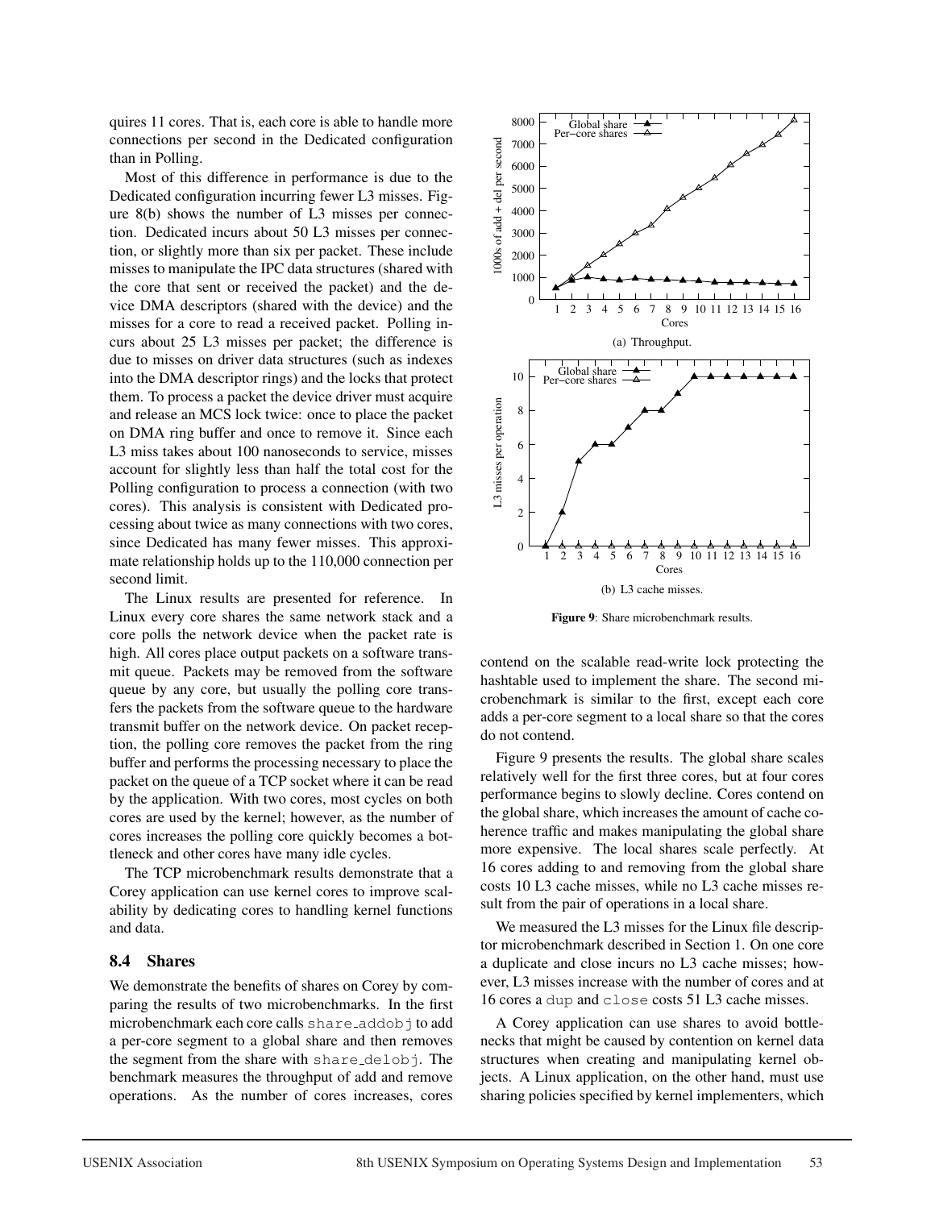quires 11 cores. That is, each core is able to handle more connections per second in the Dedicated configuration than in Polling.

Most of this difference in performance is due to the Dedicated configuration incurring fewer L3 misses. Figure 8(b) shows the number of L3 misses per connection. Dedicated incurs about 50 L3 misses per connection, or slightly more than six per packet. These include misses to manipulate the IPC data structures (shared with the core that sent or received the packet) and the device DMA descriptors (shared with the device) and the misses for a core to read a received packet. Polling incurs about 25 L3 misses per packet; the difference is due to misses on driver data structures (such as indexes into the DMA descriptor rings) and the locks that protect them. To process a packet the device driver must acquire and release an MCS lock twice: once to place the packet on DMA ring buffer and once to remove it. Since each L3 miss takes about 100 nanoseconds to service, misses account for slightly less than half the total cost for the Polling configuration to process a connection (with two cores). This analysis is consistent with Dedicated processing about twice as many connections with two cores, since Dedicated has many fewer misses. This approximate relationship holds up to the 110,000 connection per second limit.

The Linux results are presented for reference. In Linux every core shares the same network stack and a core polls the network device when the packet rate is high. All cores place output packets on a software transmit queue. Packets may be removed from the software queue by any core, but usually the polling core transfers the packets from the software queue to the hardware transmit buffer on the network device. On packet reception, the polling core removes the packet from the ring buffer and performs the processing necessary to place the packet on the queue of a TCP socket where it can be read by the application. With two cores, most cycles on both cores are used by the kernel; however, as the number of cores increases the polling core quickly becomes a bottleneck and other cores have many idle cycles.

The TCP microbenchmark results demonstrate that a Corey application can use kernel cores to improve scalability by dedicating cores to handling kernel functions and data.

### 8.4 Shares

We demonstrate the benefits of shares on Corey by comparing the results of two microbenchmarks. In the first microbenchmark each core calls `share_addobj` to add a per-core segment to a global share and then removes the segment from the share with `share_delobj`. The benchmark measures the throughput of add and remove operations. As the number of cores increases, cores contend on the scalable read-write lock protecting the hashtable used to implement the share. The second microbenchmark is similar to the first, except each core adds a per-core segment to a local share so that the cores do not contend.

(a) Throughput.

(b) L3 cache misses.

**Figure 9**: Share microbenchmark results.

Figure 9 presents the results. The global share scales relatively well for the first three cores, but at four cores performance begins to slowly decline. Cores contend on the global share, which increases the amount of cache coherence traffic and makes manipulating the global share more expensive. The local shares scale perfectly. At 16 cores adding to and removing from the global share costs 10 L3 cache misses, while no L3 cache misses result from the pair of operations in a local share.

We measured the L3 misses for the Linux file descriptor microbenchmark described in Section 1. On one core a duplicate and close incurs no L3 cache misses; however, L3 misses increase with the number of cores and at 16 cores a `dup` and `close` costs 51 L3 cache misses.

A Corey application can use shares to avoid bottlenecks that might be caused by contention on kernel data structures when creating and manipulating kernel objects. A Linux application, on the other hand, must use sharing policies specified by kernel implementers, which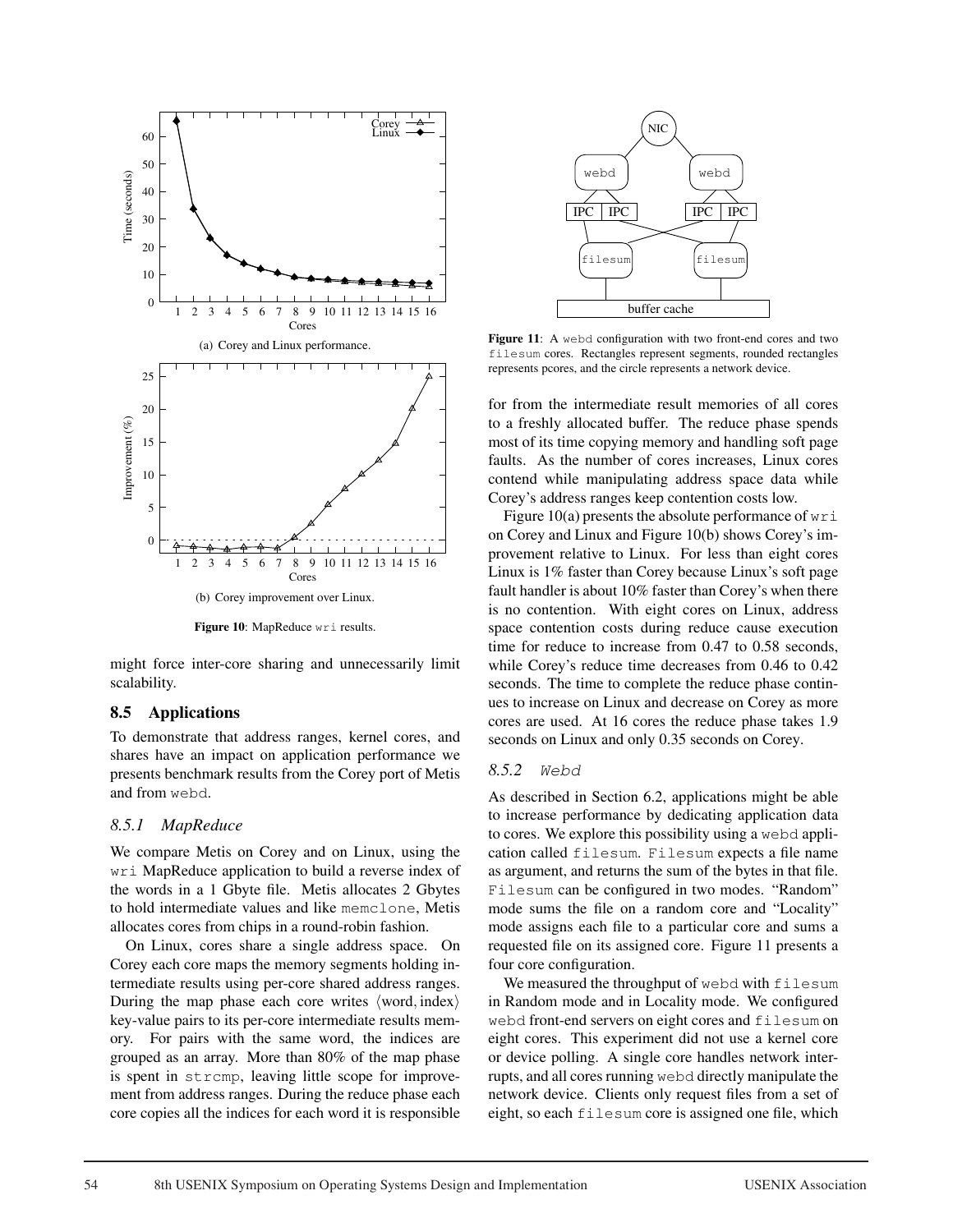(a) Corey and Linux performance.

(b) Corey improvement over Linux.

**Figure 10**: MapReduce wri results.

might force inter-core sharing and unnecessarily limit scalability.

## 8.5 Applications

To demonstrate that address ranges, kernel cores, and shares have an impact on application performance we presents benchmark results from the Corey port of Metis and from webd.

### 8.5.1 MapReduce

We compare Metis on Corey and on Linux, using the wri MapReduce application to build a reverse index of the words in a 1 Gbyte file. Metis allocates 2 Gbytes to hold intermediate values and like memclone, Metis allocates cores from chips in a round-robin fashion.

On Linux, cores share a single address space. On Corey each core maps the memory segments holding intermediate results using per-core shared address ranges. During the map phase each core writes $\langle \text{word}, \text{index} \rangle$ key-value pairs to its per-core intermediate results memory. For pairs with the same word, the indices are grouped as an array. More than 80% of the map phase is spent in strcmp, leaving little scope for improvement from address ranges. During the reduce phase each core copies all the indices for each word it is responsible for from the intermediate result memories of all cores to a freshly allocated buffer. The reduce phase spends most of its time copying memory and handling soft page faults. As the number of cores increases, Linux cores contend while manipulating address space data while Corey's address ranges keep contention costs low.

Figure 10(a) presents the absolute performance of wri on Corey and Linux and Figure 10(b) shows Corey's improvement relative to Linux. For less than eight cores Linux is 1% faster than Corey because Linux's soft page fault handler is about 10% faster than Corey's when there is no contention. With eight cores on Linux, address space contention costs during reduce cause execution time for reduce to increase from 0.47 to 0.58 seconds, while Corey's reduce time decreases from 0.46 to 0.42 seconds. The time to complete the reduce phase continues to increase on Linux and decrease on Corey as more cores are used. At 16 cores the reduce phase takes 1.9 seconds on Linux and only 0.35 seconds on Corey.

**Figure 11**: A webd configuration with two front-end cores and two filesum cores. Rectangles represent segments, rounded rectangles represents pcores, and the circle represents a network device.

### 8.5.2 Webd

As described in Section 6.2, applications might be able to increase performance by dedicating application data to cores. We explore this possibility using a webd application called filesum. Filesum expects a file name as argument, and returns the sum of the bytes in that file. Filesum can be configured in two modes. "Random" mode sums the file on a random core and "Locality" mode assigns each file to a particular core and sums a requested file on its assigned core. Figure 11 presents a four core configuration.

We measured the throughput of webd with filesum in Random mode and in Locality mode. We configured webd front-end servers on eight cores and filesum on eight cores. This experiment did not use a kernel core or device polling. A single core handles network interrupts, and all cores running webd directly manipulate the network device. Clients only request files from a set of eight, so each filesum core is assigned one file, which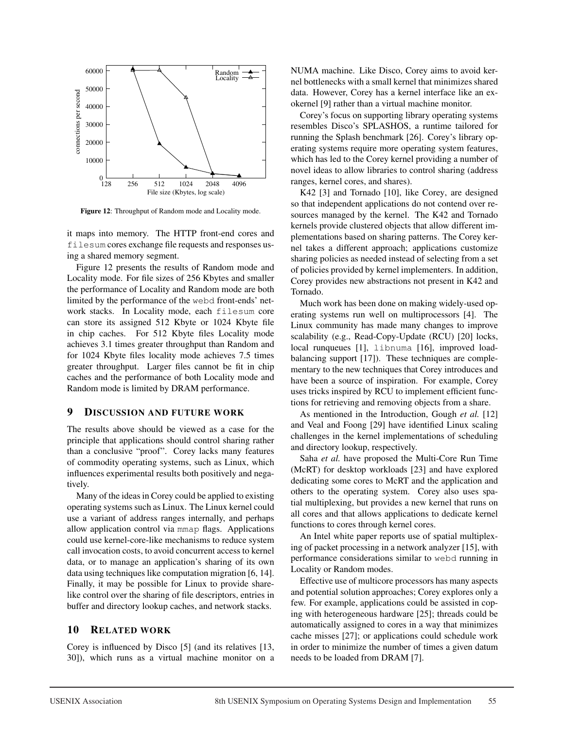**Figure 12**: Throughput of Random mode and Locality mode.

it maps into memory. The HTTP front-end cores and `filesum` cores exchange file requests and responses using a shared memory segment.

Figure 12 presents the results of Random mode and Locality mode. For file sizes of 256 Kbytes and smaller the performance of Locality and Random mode are both limited by the performance of the `webd` front-ends' network stacks. In Locality mode, each `filesum` core can store its assigned 512 Kbyte or 1024 Kbyte file in chip caches. For 512 Kbyte files Locality mode achieves 3.1 times greater throughput than Random and for 1024 Kbyte files locality mode achieves 7.5 times greater throughput. Larger files cannot be fit in chip caches and the performance of both Locality mode and Random mode is limited by DRAM performance.

## 9 Discussion and future work

The results above should be viewed as a case for the principle that applications should control sharing rather than a conclusive "proof". Corey lacks many features of commodity operating systems, such as Linux, which influences experimental results both positively and negatively.

Many of the ideas in Corey could be applied to existing operating systems such as Linux. The Linux kernel could use a variant of address ranges internally, and perhaps allow application control via `mmap` flags. Applications could use kernel-core-like mechanisms to reduce system call invocation costs, to avoid concurrent access to kernel data, or to manage an application's sharing of its own data using techniques like computation migration [6, 14]. Finally, it may be possible for Linux to provide share-like control over the sharing of file descriptors, entries in buffer and directory lookup caches, and network stacks.

## 10 Related work

Corey is influenced by Disco [5] (and its relatives [13, 30]), which runs as a virtual machine monitor on a NUMA machine. Like Disco, Corey aims to avoid kernel bottlenecks with a small kernel that minimizes shared data. However, Corey has a kernel interface like an exokernel [9] rather than a virtual machine monitor.

Corey's focus on supporting library operating systems resembles Disco's SPLASHOS, a runtime tailored for running the Splash benchmark [26]. Corey's library operating systems require more operating system features, which has led to the Corey kernel providing a number of novel ideas to allow libraries to control sharing (address ranges, kernel cores, and shares).

K42 [3] and Tornado [10], like Corey, are designed so that independent applications do not contend over resources managed by the kernel. The K42 and Tornado kernels provide clustered objects that allow different implementations based on sharing patterns. The Corey kernel takes a different approach; applications customize sharing policies as needed instead of selecting from a set of policies provided by kernel implementers. In addition, Corey provides new abstractions not present in K42 and Tornado.

Much work has been done on making widely-used operating systems run well on multiprocessors [4]. The Linux community has made many changes to improve scalability (e.g., Read-Copy-Update (RCU) [20] locks, local runqueues [1], `libnuma` [16], improved load-balancing support [17]). These techniques are complementary to the new techniques that Corey introduces and have been a source of inspiration. For example, Corey uses tricks inspired by RCU to implement efficient functions for retrieving and removing objects from a share.

As mentioned in the Introduction, Gough *et al.* [12] and Veal and Foong [29] have identified Linux scaling challenges in the kernel implementations of scheduling and directory lookup, respectively.

Saha *et al.* have proposed the Multi-Core Run Time (McRT) for desktop workloads [23] and have explored dedicating some cores to McRT and the application and others to the operating system. Corey also uses spatial multiplexing, but provides a new kernel that runs on all cores and that allows applications to dedicate kernel functions to cores through kernel cores.

An Intel white paper reports use of spatial multiplexing of packet processing in a network analyzer [15], with performance considerations similar to `webd` running in Locality or Random modes.

Effective use of multicore processors has many aspects and potential solution approaches; Corey explores only a few. For example, applications could be assisted in coping with heterogeneous hardware [25]; threads could be automatically assigned to cores in a way that minimizes cache misses [27]; or applications could schedule work in order to minimize the number of times a given datum needs to be loaded from DRAM [7].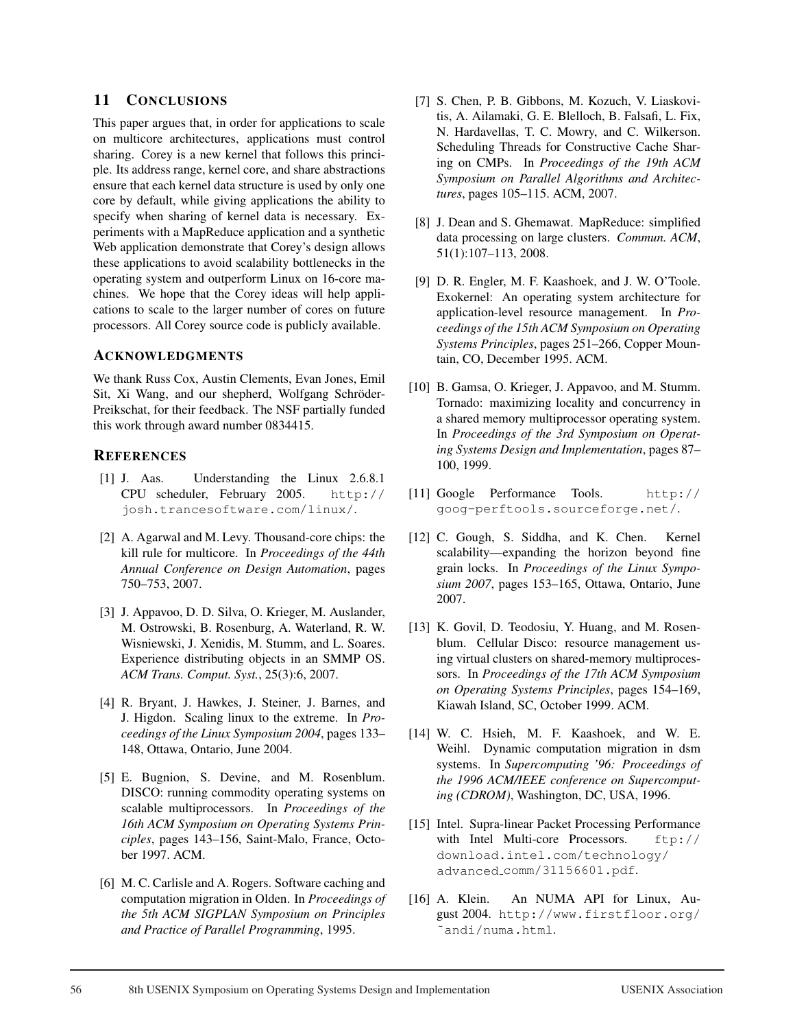## 11 CONCLUSIONS

This paper argues that, in order for applications to scale on multicore architectures, applications must control sharing. Corey is a new kernel that follows this principle. Its address range, kernel core, and share abstractions ensure that each kernel data structure is used by only one core by default, while giving applications the ability to specify when sharing of kernel data is necessary. Experiments with a MapReduce application and a synthetic Web application demonstrate that Corey's design allows these applications to avoid scalability bottlenecks in the operating system and outperform Linux on 16-core machines. We hope that the Corey ideas will help applications to scale to the larger number of cores on future processors. All Corey source code is publicly available.

## ACKNOWLEDGMENTS

We thank Russ Cox, Austin Clements, Evan Jones, Emil Sit, Xi Wang, and our shepherd, Wolfgang Schröder-Preikschat, for their feedback. The NSF partially funded this work through award number 0834415.

## REFERENCES

[1] J. Aas. Understanding the Linux 2.6.8.1 CPU scheduler, February 2005. http://josh.trancesoftware.com/linux/.

[2] A. Agarwal and M. Levy. Thousand-core chips: the kill rule for multicore. In *Proceedings of the 44th Annual Conference on Design Automation*, pages 750–753, 2007.

[3] J. Appavoo, D. D. Silva, O. Krieger, M. Auslander, M. Ostrowski, B. Rosenburg, A. Waterland, R. W. Wisniewski, J. Xenidis, M. Stumm, and L. Soares. Experience distributing objects in an SMMP OS. *ACM Trans. Comput. Syst.*, 25(3):6, 2007.

[4] R. Bryant, J. Hawkes, J. Steiner, J. Barnes, and J. Higdon. Scaling linux to the extreme. In *Proceedings of the Linux Symposium 2004*, pages 133–148, Ottawa, Ontario, June 2004.

[5] E. Bugnion, S. Devine, and M. Rosenblum. DISCO: running commodity operating systems on scalable multiprocessors. In *Proceedings of the 16th ACM Symposium on Operating Systems Principles*, pages 143–156, Saint-Malo, France, October 1997. ACM.

[6] M. C. Carlisle and A. Rogers. Software caching and computation migration in Olden. In *Proceedings of the 5th ACM SIGPLAN Symposium on Principles and Practice of Parallel Programming*, 1995.

[7] S. Chen, P. B. Gibbons, M. Kozuch, V. Liaskovitis, A. Ailamaki, G. E. Blelloch, B. Falsafi, L. Fix, N. Hardavellas, T. C. Mowry, and C. Wilkerson. Scheduling Threads for Constructive Cache Sharing on CMPs. In *Proceedings of the 19th ACM Symposium on Parallel Algorithms and Architectures*, pages 105–115. ACM, 2007.

[8] J. Dean and S. Ghemawat. MapReduce: simplified data processing on large clusters. *Commun. ACM*, 51(1):107–113, 2008.

[9] D. R. Engler, M. F. Kaashoek, and J. W. O'Toole. Exokernel: An operating system architecture for application-level resource management. In *Proceedings of the 15th ACM Symposium on Operating Systems Principles*, pages 251–266, Copper Mountain, CO, December 1995. ACM.

[10] B. Gamsa, O. Krieger, J. Appavoo, and M. Stumm. Tornado: maximizing locality and concurrency in a shared memory multiprocessor operating system. In *Proceedings of the 3rd Symposium on Operating Systems Design and Implementation*, pages 87–100, 1999.

[11] Google Performance Tools. http://goog-perftools.sourceforge.net/.

[12] C. Gough, S. Siddha, and K. Chen. Kernel scalability—expanding the horizon beyond fine grain locks. In *Proceedings of the Linux Symposium 2007*, pages 153–165, Ottawa, Ontario, June 2007.

[13] K. Govil, D. Teodosiu, Y. Huang, and M. Rosenblum. Cellular Disco: resource management using virtual clusters on shared-memory multiprocessors. In *Proceedings of the 17th ACM Symposium on Operating Systems Principles*, pages 154–169, Kiawah Island, SC, October 1999. ACM.

[14] W. C. Hsieh, M. F. Kaashoek, and W. E. Weihl. Dynamic computation migration in dsm systems. In *Supercomputing '96: Proceedings of the 1996 ACM/IEEE conference on Supercomputing (CDROM)*, Washington, DC, USA, 1996.

[15] Intel. Supra-linear Packet Processing Performance with Intel Multi-core Processors. ftp://download.intel.com/technology/advanced_comm/31156601.pdf.

[16] A. Klein. An NUMA API for Linux, August 2004. http://www.firstfloor.org/~andi/numa.html.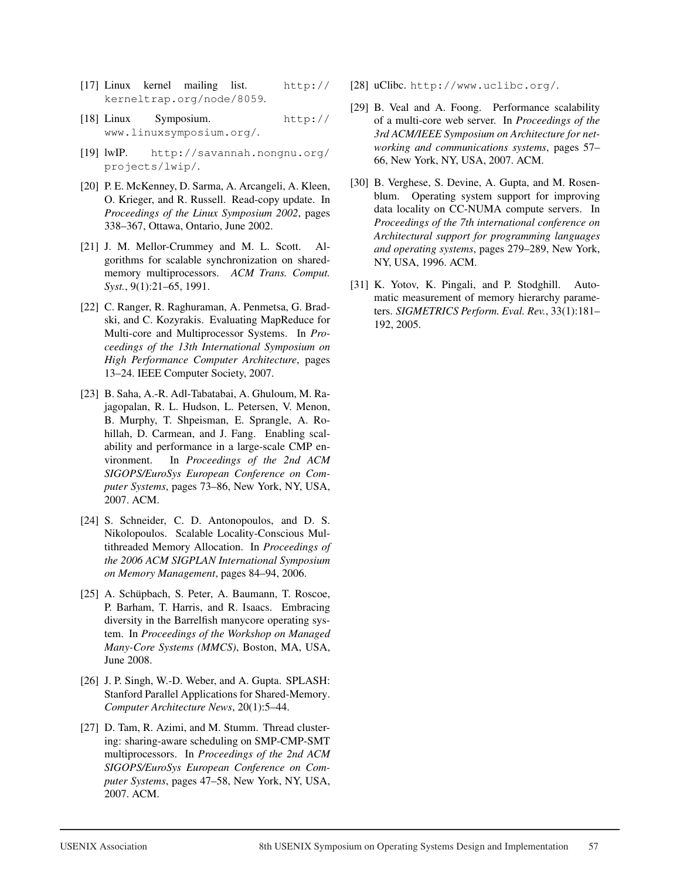[17] Linux kernel mailing list. http://kerneltrap.org/node/8059.

[18] Linux Symposium. http://www.linuxsymposium.org/.

[19] lwIP. http://savannah.nongnu.org/projects/lwip/.

[20] P. E. McKenney, D. Sarma, A. Arcangeli, A. Kleen, O. Krieger, and R. Russell. Read-copy update. In *Proceedings of the Linux Symposium 2002*, pages 338–367, Ottawa, Ontario, June 2002.

[21] J. M. Mellor-Crummey and M. L. Scott. Algorithms for scalable synchronization on shared-memory multiprocessors. *ACM Trans. Comput. Syst.*, 9(1):21–65, 1991.

[22] C. Ranger, R. Raghuraman, A. Penmetsa, G. Bradski, and C. Kozyrakis. Evaluating MapReduce for Multi-core and Multiprocessor Systems. In *Proceedings of the 13th International Symposium on High Performance Computer Architecture*, pages 13–24. IEEE Computer Society, 2007.

[23] B. Saha, A.-R. Adl-Tabatabai, A. Ghuloum, M. Rajagopalan, R. L. Hudson, L. Petersen, V. Menon, B. Murphy, T. Shpeisman, E. Sprangle, A. Rohillah, D. Carmean, and J. Fang. Enabling scalability and performance in a large-scale CMP environment. In *Proceedings of the 2nd ACM SIGOPS/EuroSys European Conference on Computer Systems*, pages 73–86, New York, NY, USA, 2007. ACM.

[24] S. Schneider, C. D. Antonopoulos, and D. S. Nikolopoulos. Scalable Locality-Conscious Multithreaded Memory Allocation. In *Proceedings of the 2006 ACM SIGPLAN International Symposium on Memory Management*, pages 84–94, 2006.

[25] A. Schüpbach, S. Peter, A. Baumann, T. Roscoe, P. Barham, T. Harris, and R. Isaacs. Embracing diversity in the Barrelfish manycore operating system. In *Proceedings of the Workshop on Managed Many-Core Systems (MMCS)*, Boston, MA, USA, June 2008.

[26] J. P. Singh, W.-D. Weber, and A. Gupta. SPLASH: Stanford Parallel Applications for Shared-Memory. *Computer Architecture News*, 20(1):5–44.

[27] D. Tam, R. Azimi, and M. Stumm. Thread clustering: sharing-aware scheduling on SMP-CMP-SMT multiprocessors. In *Proceedings of the 2nd ACM SIGOPS/EuroSys European Conference on Computer Systems*, pages 47–58, New York, NY, USA, 2007. ACM.

[28] uClibc. http://www.uclibc.org/.

[29] B. Veal and A. Foong. Performance scalability of a multi-core web server. In *Proceedings of the 3rd ACM/IEEE Symposium on Architecture for networking and communications systems*, pages 57–66, New York, NY, USA, 2007. ACM.

[30] B. Verghese, S. Devine, A. Gupta, and M. Rosenblum. Operating system support for improving data locality on CC-NUMA compute servers. In *Proceedings of the 7th international conference on Architectural support for programming languages and operating systems*, pages 279–289, New York, NY, USA, 1996. ACM.

[31] K. Yotov, K. Pingali, and P. Stodghill. Automatic measurement of memory hierarchy parameters. *SIGMETRICS Perform. Eval. Rev.*, 33(1):181–192, 2005.